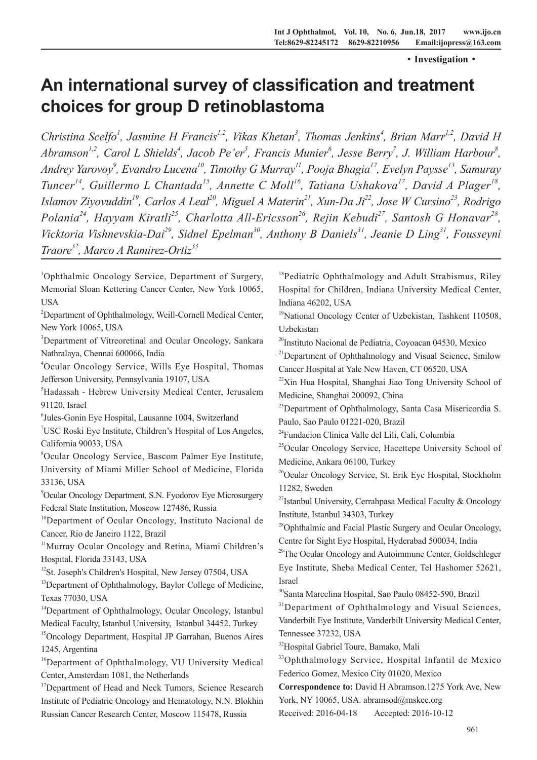・Investigation・

# An international survey of classification and treatment choices for group D retinoblastoma

*Christina Scelfo[1], Jasmine H Francis[1,2], Vikas Khetan[3], Thomas Jenkins[4], Brian Marr[1,2], David H Abramson[1,2], Carol L Shields[4], Jacob Pe'er[5], Francis Munier[6], Jesse Berry[7], J. William Harbour[8], Andrey Yarovoy[9], Evandro Lucena[10], Timothy G Murray[11], Pooja Bhagia[12], Evelyn Paysse[13], Samuray Tuncer[14], Guillermo L Chantada[15], Annette C Moll[16], Tatiana Ushakova[17], David A Plager[18], Islamov Ziyovuddin[19], Carlos A Leal[20], Miguel A Materin[21], Xun-Da Ji[22], Jose W Cursino[23], Rodrigo Polania[24], Hayyam Kiratli[25], Charlotta All-Ericsson[26], Rejin Kebudi[27], Santosh G Honavar[28], Vicktoria Vishnevskia-Dai[29], Sidnel Epelman[30], Anthony B Daniels[31], Jeanie D Ling[31], Fousseyni Traore[32], Marco A Ramirez-Ortiz[33]*

[1]Ophthalmic Oncology Service, Department of Surgery, Memorial Sloan Kettering Cancer Center, New York 10065, USA

[2]Department of Ophthalmology, Weill-Cornell Medical Center, New York 10065, USA

[3]Department of Vitreoretinal and Ocular Oncology, Sankara Nathralaya, Chennai 600066, India

[4]Ocular Oncology Service, Wills Eye Hospital, Thomas Jefferson University, Pennsylvania 19107, USA

[5]Hadassah - Hebrew University Medical Center, Jerusalem 91120, Israel

[6]Jules-Gonin Eye Hospital, Lausanne 1004, Switzerland

[7]USC Roski Eye Institute, Children's Hospital of Los Angeles, California 90033, USA

[8]Ocular Oncology Service, Bascom Palmer Eye Institute, University of Miami Miller School of Medicine, Florida 33136, USA

[9]Ocular Oncology Department, S.N. Fyodorov Eye Microsurgery Federal State Institution, Moscow 127486, Russia

[10]Department of Ocular Oncology, Instituto Nacional de Cancer, Rio de Janeiro 1122, Brazil

[11]Murray Ocular Oncology and Retina, Miami Children's Hospital, Florida 33143, USA

[12]St. Joseph's Children's Hospital, New Jersey 07504, USA

[13]Department of Ophthalmology, Baylor College of Medicine, Texas 77030, USA

[14]Department of Ophthalmology, Ocular Oncology, Istanbul Medical Faculty, Istanbul University, Istanbul 34452, Turkey

[15]Oncology Department, Hospital JP Garrahan, Buenos Aires 1245, Argentina

[16]Department of Ophthalmology, VU University Medical Center, Amsterdam 1081, the Netherlands

[17]Department of Head and Neck Tumors, Science Research Institute of Pediatric Oncology and Hematology, N.N. Blokhin Russian Cancer Research Center, Moscow 115478, Russia

[18]Pediatric Ophthalmology and Adult Strabismus, Riley Hospital for Children, Indiana University Medical Center, Indiana 46202, USA

[19]National Oncology Center of Uzbekistan, Tashkent 110508, Uzbekistan

[20]Instituto Nacional de Pediatria, Coyoacan 04530, Mexico

[21]Department of Ophthalmology and Visual Science, Smilow Cancer Hospital at Yale New Haven, CT 06520, USA

[22]Xin Hua Hospital, Shanghai Jiao Tong University School of Medicine, Shanghai 200092, China

[23]Department of Ophthalmology, Santa Casa Misericordia S. Paulo, Sao Paulo 01221-020, Brazil

[24]Fundacion Clinica Valle del Lili, Cali, Columbia

[25]Ocular Oncology Service, Hacettepe University School of Medicine, Ankara 06100, Turkey

[26]Ocular Oncology Service, St. Erik Eye Hospital, Stockholm 11282, Sweden

[27]Istanbul University, Cerrahpasa Medical Faculty & Oncology Institute, Istanbul 34303, Turkey

[28]Ophthalmic and Facial Plastic Surgery and Ocular Oncology, Centre for Sight Eye Hospital, Hyderabad 500034, India

[29]The Ocular Oncology and Autoimmune Center, Goldschleger Eye Institute, Sheba Medical Center, Tel Hashomer 52621, Israel

[30]Santa Marcelina Hospital, Sao Paulo 08452-590, Brazil

[31]Department of Ophthalmology and Visual Sciences, Vanderbilt Eye Institute, Vanderbilt University Medical Center, Tennessee 37232, USA

[32]Hospital Gabriel Toure, Bamako, Mali

[33]Ophthalmology Service, Hospital Infantil de Mexico Federico Gomez, Mexico City 01020, Mexico

**Correspondence to:** David H Abramson.1275 York Ave, New York, NY 10065, USA. abramsod@mskcc.org

Received: 2016-04-18 Accepted: 2016-10-12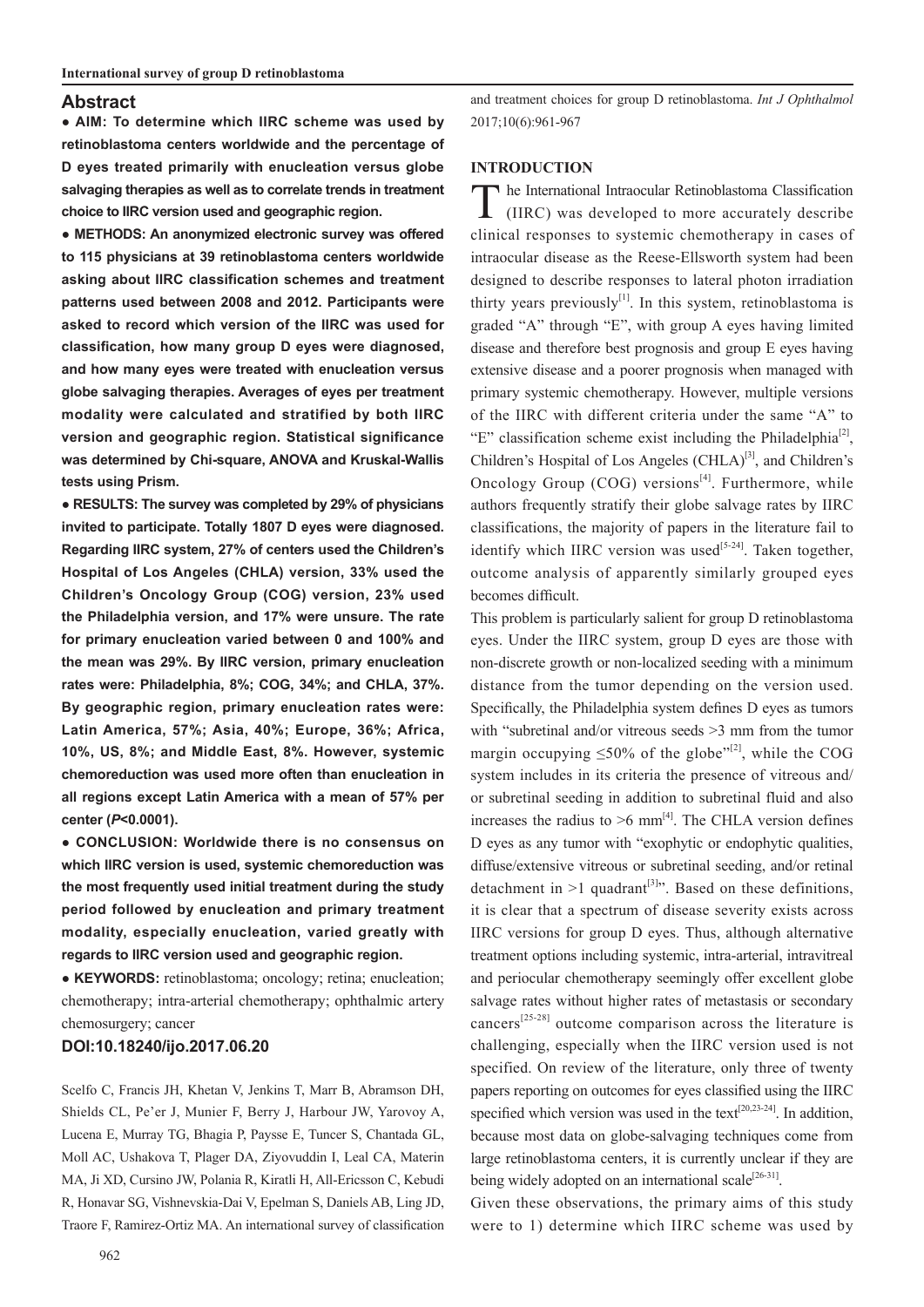## Abstract

**● AIM: To determine which IIRC scheme was used by retinoblastoma centers worldwide and the percentage of D eyes treated primarily with enucleation versus globe salvaging therapies as well as to correlate trends in treatment choice to IIRC version used and geographic region.**

**● METHODS: An anonymized electronic survey was offered to 115 physicians at 39 retinoblastoma centers worldwide asking about IIRC classification schemes and treatment patterns used between 2008 and 2012. Participants were asked to record which version of the IIRC was used for classification, how many group D eyes were diagnosed, and how many eyes were treated with enucleation versus globe salvaging therapies. Averages of eyes per treatment modality were calculated and stratified by both IIRC version and geographic region. Statistical significance was determined by Chi-square, ANOVA and Kruskal-Wallis tests using Prism.**

**● RESULTS: The survey was completed by 29% of physicians invited to participate. Totally 1807 D eyes were diagnosed. Regarding IIRC system, 27% of centers used the Children's Hospital of Los Angeles (CHLA) version, 33% used the Children's Oncology Group (COG) version, 23% used the Philadelphia version, and 17% were unsure. The rate for primary enucleation varied between 0 and 100% and the mean was 29%. By IIRC version, primary enucleation rates were: Philadelphia, 8%; COG, 34%; and CHLA, 37%. By geographic region, primary enucleation rates were: Latin America, 57%; Asia, 40%; Europe, 36%; Africa, 10%, US, 8%; and Middle East, 8%. However, systemic chemoreduction was used more often than enucleation in all regions except Latin America with a mean of 57% per center (*P*<0.0001).**

**● CONCLUSION: Worldwide there is no consensus on which IIRC version is used, systemic chemoreduction was the most frequently used initial treatment during the study period followed by enucleation and primary treatment modality, especially enucleation, varied greatly with regards to IIRC version used and geographic region.**

**● KEYWORDS:** retinoblastoma; oncology; retina; enucleation; chemotherapy; intra-arterial chemotherapy; ophthalmic artery chemosurgery; cancer

**DOI:10.18240/ijo.2017.06.20**

Scelfo C, Francis JH, Khetan V, Jenkins T, Marr B, Abramson DH, Shields CL, Pe'er J, Munier F, Berry J, Harbour JW, Yarovoy A, Lucena E, Murray TG, Bhagia P, Paysse E, Tuncer S, Chantada GL, Moll AC, Ushakova T, Plager DA, Ziyovuddin I, Leal CA, Materin MA, Ji XD, Cursino JW, Polania R, Kiratli H, All-Ericsson C, Kebudi R, Honavar SG, Vishnevskia-Dai V, Epelman S, Daniels AB, Ling JD, Traore F, Ramirez-Ortiz MA. An international survey of classification and treatment choices for group D retinoblastoma. *Int J Ophthalmol* 2017;10(6):961-967

## INTRODUCTION

The International Intraocular Retinoblastoma Classification (IIRC) was developed to more accurately describe clinical responses to systemic chemotherapy in cases of intraocular disease as the Reese-Ellsworth system had been designed to describe responses to lateral photon irradiation thirty years previously[1]. In this system, retinoblastoma is graded "A" through "E", with group A eyes having limited disease and therefore best prognosis and group E eyes having extensive disease and a poorer prognosis when managed with primary systemic chemotherapy. However, multiple versions of the IIRC with different criteria under the same "A" to "E" classification scheme exist including the Philadelphia[2], Children's Hospital of Los Angeles (CHLA)[3], and Children's Oncology Group (COG) versions[4]. Furthermore, while authors frequently stratify their globe salvage rates by IIRC classifications, the majority of papers in the literature fail to identify which IIRC version was used[5-24]. Taken together, outcome analysis of apparently similarly grouped eyes becomes difficult.

This problem is particularly salient for group D retinoblastoma eyes. Under the IIRC system, group D eyes are those with non-discrete growth or non-localized seeding with a minimum distance from the tumor depending on the version used. Specifically, the Philadelphia system defines D eyes as tumors with "subretinal and/or vitreous seeds >3 mm from the tumor margin occupying ≤50% of the globe"[2], while the COG system includes in its criteria the presence of vitreous and/or subretinal seeding in addition to subretinal fluid and also increases the radius to >6 mm[4]. The CHLA version defines D eyes as any tumor with "exophytic or endophytic qualities, diffuse/extensive vitreous or subretinal seeding, and/or retinal detachment in >1 quadrant[3]". Based on these definitions, it is clear that a spectrum of disease severity exists across IIRC versions for group D eyes. Thus, although alternative treatment options including systemic, intra-arterial, intravitreal and periocular chemotherapy seemingly offer excellent globe salvage rates without higher rates of metastasis or secondary cancers[25-28] outcome comparison across the literature is challenging, especially when the IIRC version used is not specified. On review of the literature, only three of twenty papers reporting on outcomes for eyes classified using the IIRC specified which version was used in the text[20,23-24]. In addition, because most data on globe-salvaging techniques come from large retinoblastoma centers, it is currently unclear if they are being widely adopted on an international scale[26-31].

Given these observations, the primary aims of this study were to 1) determine which IIRC scheme was used by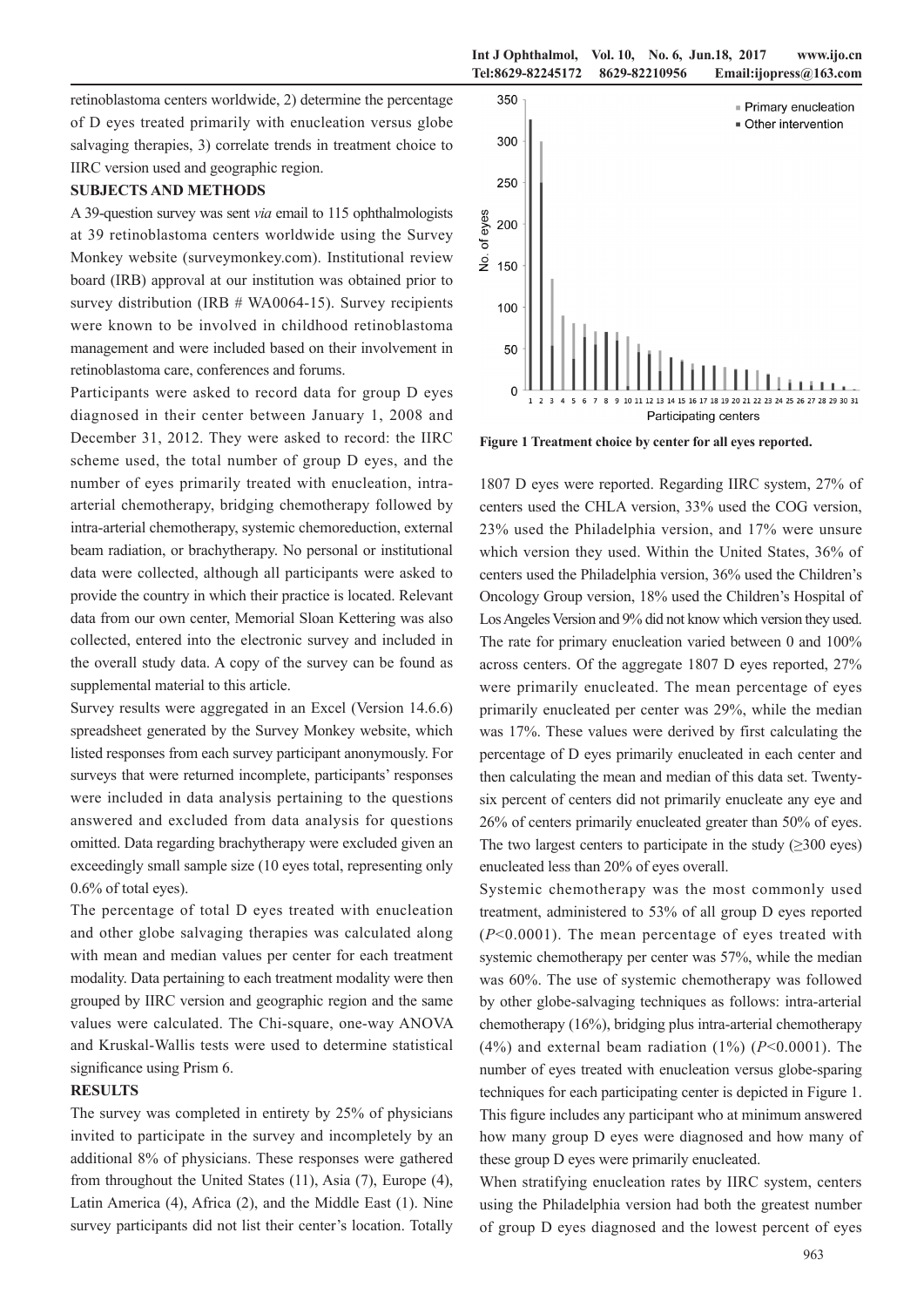retinoblastoma centers worldwide, 2) determine the percentage of D eyes treated primarily with enucleation versus globe salvaging therapies, 3) correlate trends in treatment choice to IIRC version used and geographic region.

## SUBJECTS AND METHODS

A 39-question survey was sent *via* email to 115 ophthalmologists at 39 retinoblastoma centers worldwide using the Survey Monkey website (surveymonkey.com). Institutional review board (IRB) approval at our institution was obtained prior to survey distribution (IRB # WA0064-15). Survey recipients were known to be involved in childhood retinoblastoma management and were included based on their involvement in retinoblastoma care, conferences and forums.

Participants were asked to record data for group D eyes diagnosed in their center between January 1, 2008 and December 31, 2012. They were asked to record: the IIRC scheme used, the total number of group D eyes, and the number of eyes primarily treated with enucleation, intra-arterial chemotherapy, bridging chemotherapy followed by intra-arterial chemotherapy, systemic chemoreduction, external beam radiation, or brachytherapy. No personal or institutional data were collected, although all participants were asked to provide the country in which their practice is located. Relevant data from our own center, Memorial Sloan Kettering was also collected, entered into the electronic survey and included in the overall study data. A copy of the survey can be found as supplemental material to this article.

Survey results were aggregated in an Excel (Version 14.6.6) spreadsheet generated by the Survey Monkey website, which listed responses from each survey participant anonymously. For surveys that were returned incomplete, participants' responses were included in data analysis pertaining to the questions answered and excluded from data analysis for questions omitted. Data regarding brachytherapy were excluded given an exceedingly small sample size (10 eyes total, representing only 0.6% of total eyes).

The percentage of total D eyes treated with enucleation and other globe salvaging therapies was calculated along with mean and median values per center for each treatment modality. Data pertaining to each treatment modality were then grouped by IIRC version and geographic region and the same values were calculated. The Chi-square, one-way ANOVA and Kruskal-Wallis tests were used to determine statistical significance using Prism 6.

## RESULTS

The survey was completed in entirety by 25% of physicians invited to participate in the survey and incompletely by an additional 8% of physicians. These responses were gathered from throughout the United States (11), Asia (7), Europe (4), Latin America (4), Africa (2), and the Middle East (1). Nine survey participants did not list their center's location. Totally 1807 D eyes were reported. Regarding IIRC system, 27% of centers used the CHLA version, 33% used the COG version, 23% used the Philadelphia version, and 17% were unsure which version they used. Within the United States, 36% of centers used the Philadelphia version, 36% used the Children's Oncology Group version, 18% used the Children's Hospital of Los Angeles Version and 9% did not know which version they used. The rate for primary enucleation varied between 0 and 100% across centers. Of the aggregate 1807 D eyes reported, 27% were primarily enucleated. The mean percentage of eyes primarily enucleated per center was 29%, while the median was 17%. These values were derived by first calculating the percentage of D eyes primarily enucleated in each center and then calculating the mean and median of this data set. Twenty-six percent of centers did not primarily enucleate any eye and 26% of centers primarily enucleated greater than 50% of eyes. The two largest centers to participate in the study (≥300 eyes) enucleated less than 20% of eyes overall.

Figure 1 Treatment choice by center for all eyes reported.

Systemic chemotherapy was the most commonly used treatment, administered to 53% of all group D eyes reported ($P<0.0001$). The mean percentage of eyes treated with systemic chemotherapy per center was 57%, while the median was 60%. The use of systemic chemotherapy was followed by other globe-salvaging techniques as follows: intra-arterial chemotherapy (16%), bridging plus intra-arterial chemotherapy (4%) and external beam radiation (1%) ($P<0.0001$). The number of eyes treated with enucleation versus globe-sparing techniques for each participating center is depicted in Figure 1. This figure includes any participant who at minimum answered how many group D eyes were diagnosed and how many of these group D eyes were primarily enucleated.

When stratifying enucleation rates by IIRC system, centers using the Philadelphia version had both the greatest number of group D eyes diagnosed and the lowest percent of eyes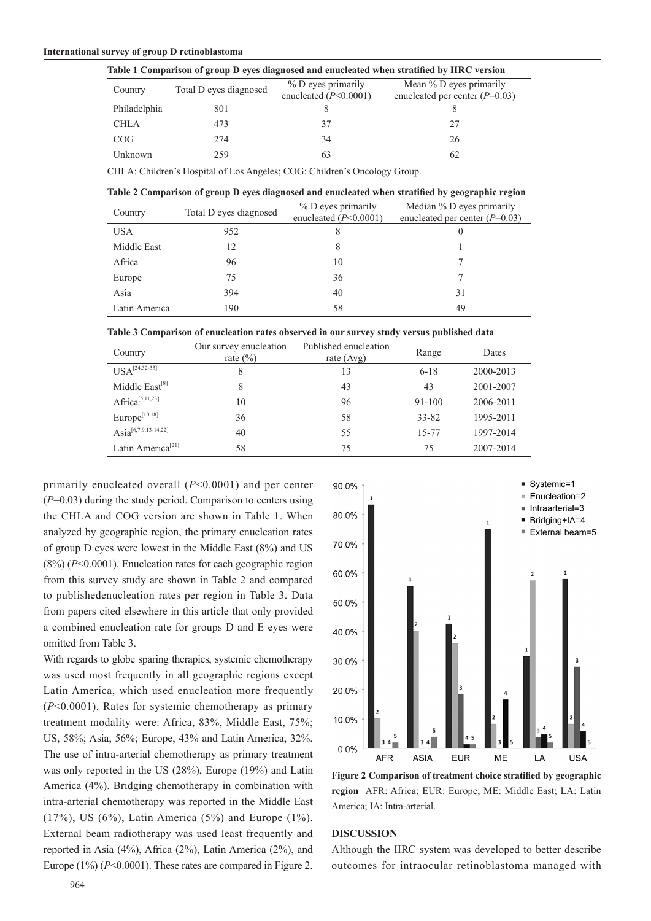**Table 1 Comparison of group D eyes diagnosed and enucleated when stratified by IIRC version**

| Country | Total D eyes diagnosed | % D eyes primarily enucleated ($P<0.0001$) | Mean % D eyes primarily enucleated per center ($P=0.03$) |
|---|---|---|---|
| Philadelphia | 801 | 8 | 8 |
| CHLA | 473 | 37 | 27 |
| COG | 274 | 34 | 26 |
| Unknown | 259 | 63 | 62 |

CHLA: Children's Hospital of Los Angeles; COG: Children's Oncology Group.

**Table 2 Comparison of group D eyes diagnosed and enucleated when stratified by geographic region**

| Country | Total D eyes diagnosed | % D eyes primarily enucleated ($P<0.0001$) | Median % D eyes primarily enucleated per center ($P=0.03$) |
|---|---|---|---|
| USA | 952 | 8 | 0 |
| Middle East | 12 | 8 | 1 |
| Africa | 96 | 10 | 7 |
| Europe | 75 | 36 | 7 |
| Asia | 394 | 40 | 31 |
| Latin America | 190 | 58 | 49 |

**Table 3 Comparison of enucleation rates observed in our survey study versus published data**

| Country | Our survey enucleation rate (%) | Published enucleation rate (Avg) | Range | Dates |
|---|---|---|---|---|
| USA[24,32-33] | 8 | 13 | 6-18 | 2000-2013 |
| Middle East[8] | 8 | 43 | 43 | 2001-2007 |
| Africa[5,11,23] | 10 | 96 | 91-100 | 2006-2011 |
| Europe[10,18] | 36 | 58 | 33-82 | 1995-2011 |
| Asia[6,7,9,13-14,22] | 40 | 55 | 15-77 | 1997-2014 |
| Latin America[21] | 58 | 75 | 75 | 2007-2014 |

primarily enucleated overall ($P<0.0001$) and per center ($P=0.03$) during the study period. Comparison to centers using the CHLA and COG version are shown in Table 1. When analyzed by geographic region, the primary enucleation rates of group D eyes were lowest in the Middle East (8%) and US (8%) ($P<0.0001$). Enucleation rates for each geographic region from this survey study are shown in Table 2 and compared to publishedenucleation rates per region in Table 3. Data from papers cited elsewhere in this article that only provided a combined enucleation rate for groups D and E eyes were omitted from Table 3.

With regards to globe sparing therapies, systemic chemotherapy was used most frequently in all geographic regions except Latin America, which used enucleation more frequently ($P<0.0001$). Rates for systemic chemotherapy as primary treatment modality were: Africa, 83%, Middle East, 75%; US, 58%; Asia, 56%; Europe, 43% and Latin America, 32%. The use of intra-arterial chemotherapy as primary treatment was only reported in the US (28%), Europe (19%) and Latin America (4%). Bridging chemotherapy in combination with intra-arterial chemotherapy was reported in the Middle East (17%), US (6%), Latin America (5%) and Europe (1%). External beam radiotherapy was used least frequently and reported in Asia (4%), Africa (2%), Latin America (2%), and Europe (1%) ($P<0.0001$). These rates are compared in Figure 2.

**Figure 2 Comparison of treatment choice stratified by geographic region** AFR: Africa; EUR: Europe; ME: Middle East; LA: Latin America; IA: Intra-arterial.

## DISCUSSION

Although the IIRC system was developed to better describe outcomes for intraocular retinoblastoma managed with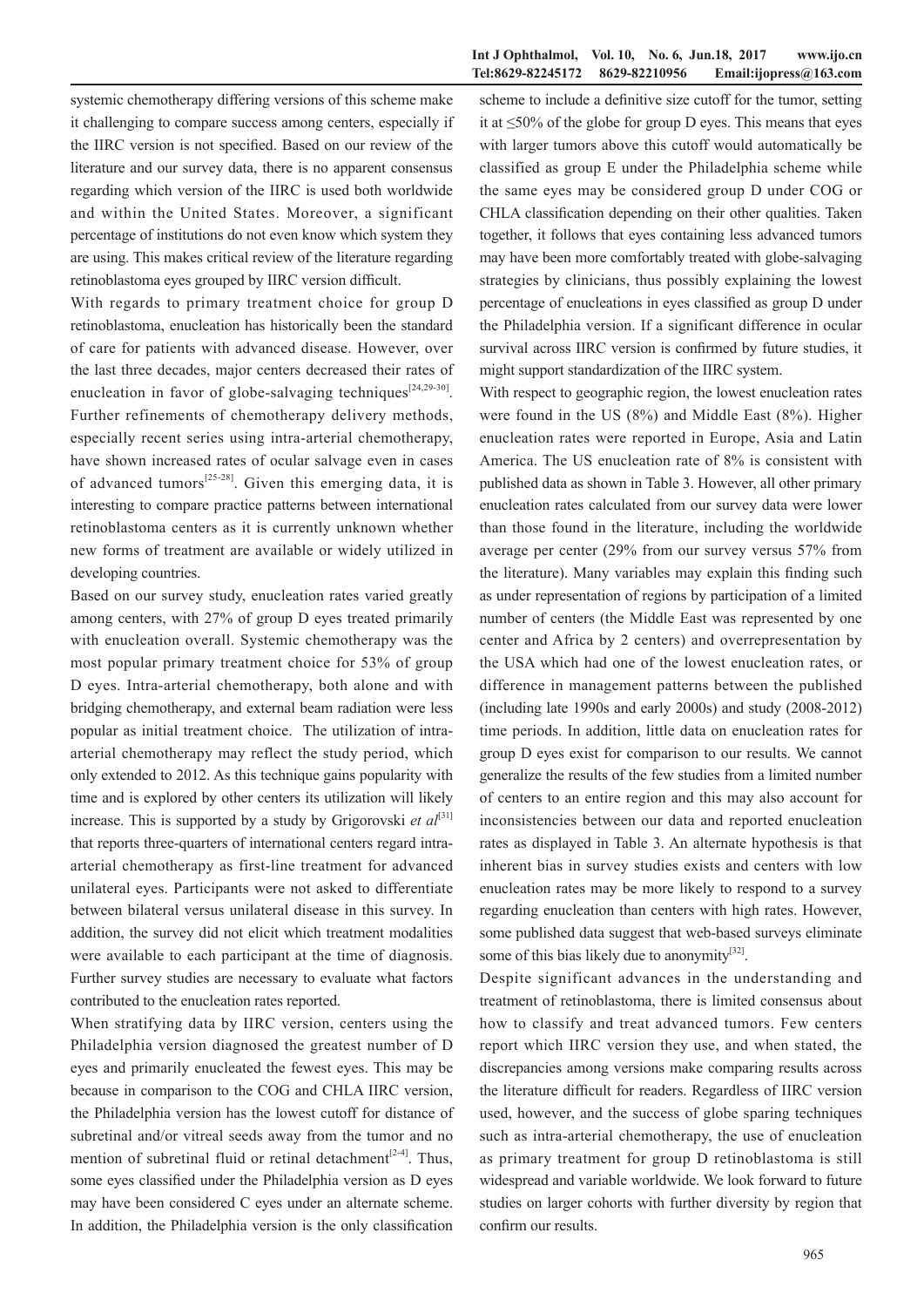systemic chemotherapy differing versions of this scheme make it challenging to compare success among centers, especially if the IIRC version is not specified. Based on our review of the literature and our survey data, there is no apparent consensus regarding which version of the IIRC is used both worldwide and within the United States. Moreover, a significant percentage of institutions do not even know which system they are using. This makes critical review of the literature regarding retinoblastoma eyes grouped by IIRC version difficult.

With regards to primary treatment choice for group D retinoblastoma, enucleation has historically been the standard of care for patients with advanced disease. However, over the last three decades, major centers decreased their rates of enucleation in favor of globe-salvaging techniques[24,29-30]. Further refinements of chemotherapy delivery methods, especially recent series using intra-arterial chemotherapy, have shown increased rates of ocular salvage even in cases of advanced tumors[25-28]. Given this emerging data, it is interesting to compare practice patterns between international retinoblastoma centers as it is currently unknown whether new forms of treatment are available or widely utilized in developing countries.

Based on our survey study, enucleation rates varied greatly among centers, with 27% of group D eyes treated primarily with enucleation overall. Systemic chemotherapy was the most popular primary treatment choice for 53% of group D eyes. Intra-arterial chemotherapy, both alone and with bridging chemotherapy, and external beam radiation were less popular as initial treatment choice. The utilization of intra-arterial chemotherapy may reflect the study period, which only extended to 2012. As this technique gains popularity with time and is explored by other centers its utilization will likely increase. This is supported by a study by Grigorovski *et al*[31] that reports three-quarters of international centers regard intra-arterial chemotherapy as first-line treatment for advanced unilateral eyes. Participants were not asked to differentiate between bilateral versus unilateral disease in this survey. In addition, the survey did not elicit which treatment modalities were available to each participant at the time of diagnosis. Further survey studies are necessary to evaluate what factors contributed to the enucleation rates reported.

When stratifying data by IIRC version, centers using the Philadelphia version diagnosed the greatest number of D eyes and primarily enucleated the fewest eyes. This may be because in comparison to the COG and CHLA IIRC version, the Philadelphia version has the lowest cutoff for distance of subretinal and/or vitreal seeds away from the tumor and no mention of subretinal fluid or retinal detachment[2-4]. Thus, some eyes classified under the Philadelphia version as D eyes may have been considered C eyes under an alternate scheme. In addition, the Philadelphia version is the only classification scheme to include a definitive size cutoff for the tumor, setting it at ≤50% of the globe for group D eyes. This means that eyes with larger tumors above this cutoff would automatically be classified as group E under the Philadelphia scheme while the same eyes may be considered group D under COG or CHLA classification depending on their other qualities. Taken together, it follows that eyes containing less advanced tumors may have been more comfortably treated with globe-salvaging strategies by clinicians, thus possibly explaining the lowest percentage of enucleations in eyes classified as group D under the Philadelphia version. If a significant difference in ocular survival across IIRC version is confirmed by future studies, it might support standardization of the IIRC system.

With respect to geographic region, the lowest enucleation rates were found in the US (8%) and Middle East (8%). Higher enucleation rates were reported in Europe, Asia and Latin America. The US enucleation rate of 8% is consistent with published data as shown in Table 3. However, all other primary enucleation rates calculated from our survey data were lower than those found in the literature, including the worldwide average per center (29% from our survey versus 57% from the literature). Many variables may explain this finding such as under representation of regions by participation of a limited number of centers (the Middle East was represented by one center and Africa by 2 centers) and overrepresentation by the USA which had one of the lowest enucleation rates, or difference in management patterns between the published (including late 1990s and early 2000s) and study (2008-2012) time periods. In addition, little data on enucleation rates for group D eyes exist for comparison to our results. We cannot generalize the results of the few studies from a limited number of centers to an entire region and this may also account for inconsistencies between our data and reported enucleation rates as displayed in Table 3. An alternate hypothesis is that inherent bias in survey studies exists and centers with low enucleation rates may be more likely to respond to a survey regarding enucleation than centers with high rates. However, some published data suggest that web-based surveys eliminate some of this bias likely due to anonymity[32].

Despite significant advances in the understanding and treatment of retinoblastoma, there is limited consensus about how to classify and treat advanced tumors. Few centers report which IIRC version they use, and when stated, the discrepancies among versions make comparing results across the literature difficult for readers. Regardless of IIRC version used, however, and the success of globe sparing techniques such as intra-arterial chemotherapy, the use of enucleation as primary treatment for group D retinoblastoma is still widespread and variable worldwide. We look forward to future studies on larger cohorts with further diversity by region that confirm our results.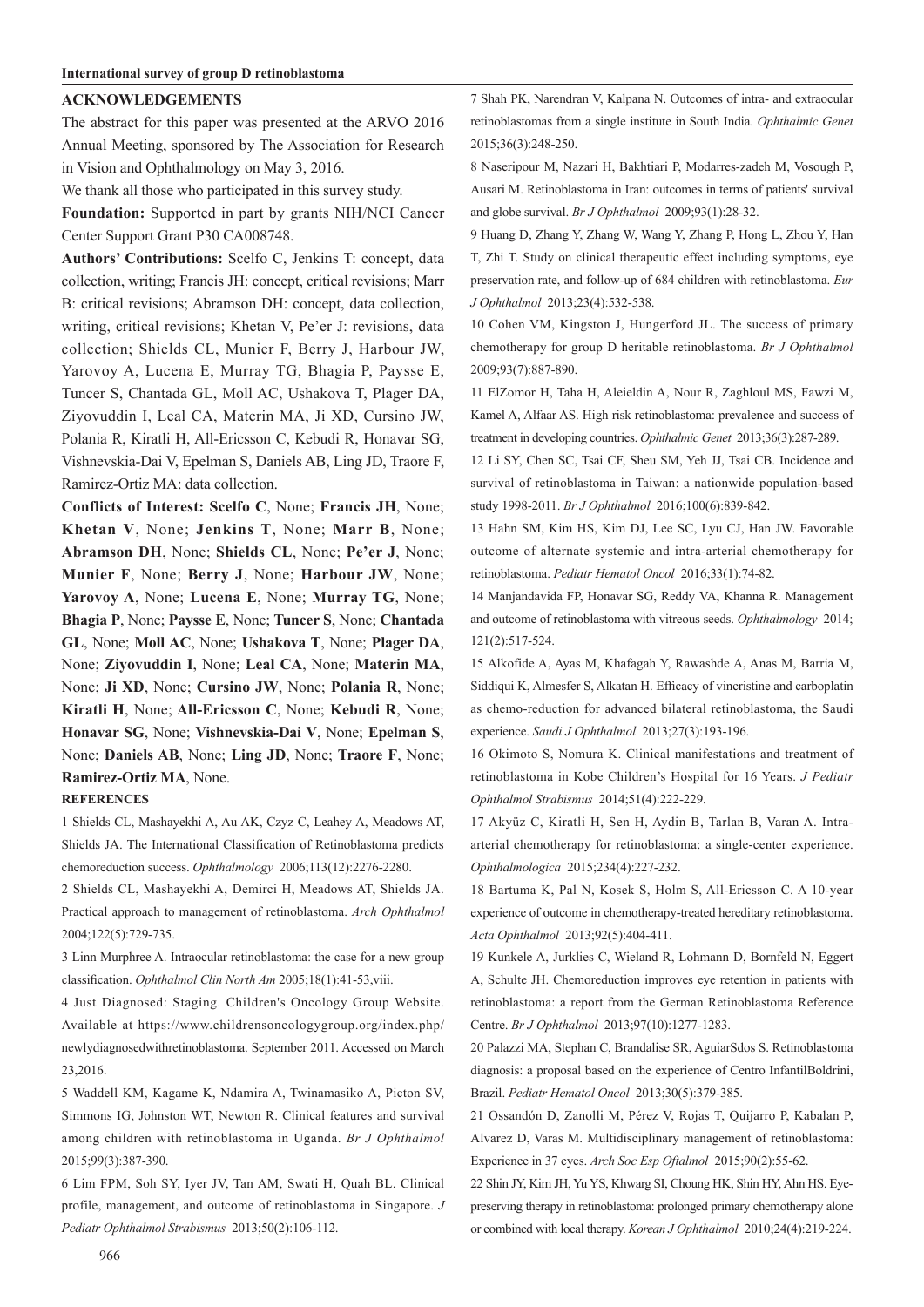## ACKNOWLEDGEMENTS

The abstract for this paper was presented at the ARVO 2016 Annual Meeting, sponsored by The Association for Research in Vision and Ophthalmology on May 3, 2016.

We thank all those who participated in this survey study.

**Foundation:** Supported in part by grants NIH/NCI Cancer Center Support Grant P30 CA008748.

**Authors' Contributions:** Scelfo C, Jenkins T: concept, data collection, writing; Francis JH: concept, critical revisions; Marr B: critical revisions; Abramson DH: concept, data collection, writing, critical revisions; Khetan V, Pe'er J: revisions, data collection; Shields CL, Munier F, Berry J, Harbour JW, Yarovoy A, Lucena E, Murray TG, Bhagia P, Paysse E, Tuncer S, Chantada GL, Moll AC, Ushakova T, Plager DA, Ziyovuddin I, Leal CA, Materin MA, Ji XD, Cursino JW, Polania R, Kiratli H, All-Ericsson C, Kebudi R, Honavar SG, Vishnevskia-Dai V, Epelman S, Daniels AB, Ling JD, Traore F, Ramirez-Ortiz MA: data collection.

**Conflicts of Interest: Scelfo C**, None; **Francis JH**, None; **Khetan V**, None; **Jenkins T**, None; **Marr B**, None; **Abramson DH**, None; **Shields CL**, None; **Pe'er J**, None; **Munier F**, None; **Berry J**, None; **Harbour JW**, None; **Yarovoy A**, None; **Lucena E**, None; **Murray TG**, None; **Bhagia P**, None; **Paysse E**, None; **Tuncer S**, None; **Chantada GL**, None; **Moll AC**, None; **Ushakova T**, None; **Plager DA**, None; **Ziyovuddin I**, None; **Leal CA**, None; **Materin MA**, None; **Ji XD**, None; **Cursino JW**, None; **Polania R**, None; **Kiratli H**, None; **All-Ericsson C**, None; **Kebudi R**, None; **Honavar SG**, None; **Vishnevskia-Dai V**, None; **Epelman S**, None; **Daniels AB**, None; **Ling JD**, None; **Traore F**, None; **Ramirez-Ortiz MA**, None.

## REFERENCES

1 Shields CL, Mashayekhi A, Au AK, Czyz C, Leahey A, Meadows AT, Shields JA. The International Classification of Retinoblastoma predicts chemoreduction success. *Ophthalmology* 2006;113(12):2276-2280.

2 Shields CL, Mashayekhi A, Demirci H, Meadows AT, Shields JA. Practical approach to management of retinoblastoma. *Arch Ophthalmol* 2004;122(5):729-735.

3 Linn Murphree A. Intraocular retinoblastoma: the case for a new group classification. *Ophthalmol Clin North Am* 2005;18(1):41-53,viii.

4 Just Diagnosed: Staging. Children's Oncology Group Website. Available at https://www.childrensoncologygroup.org/index.php/newlydiagnosedwithretinoblastoma. September 2011. Accessed on March 23,2016.

5 Waddell KM, Kagame K, Ndamira A, Twinamasiko A, Picton SV, Simmons IG, Johnston WT, Newton R. Clinical features and survival among children with retinoblastoma in Uganda. *Br J Ophthalmol* 2015;99(3):387-390.

6 Lim FPM, Soh SY, Iyer JV, Tan AM, Swati H, Quah BL. Clinical profile, management, and outcome of retinoblastoma in Singapore. *J Pediatr Ophthalmol Strabismus* 2013;50(2):106-112.

7 Shah PK, Narendran V, Kalpana N. Outcomes of intra- and extraocular retinoblastomas from a single institute in South India. *Ophthalmic Genet* 2015;36(3):248-250.

8 Naseripour M, Nazari H, Bakhtiari P, Modarres-zadeh M, Vosough P, Ausari M. Retinoblastoma in Iran: outcomes in terms of patients' survival and globe survival. *Br J Ophthalmol* 2009;93(1):28-32.

9 Huang D, Zhang Y, Zhang W, Wang Y, Zhang P, Hong L, Zhou Y, Han T, Zhi T. Study on clinical therapeutic effect including symptoms, eye preservation rate, and follow-up of 684 children with retinoblastoma. *Eur J Ophthalmol* 2013;23(4):532-538.

10 Cohen VM, Kingston J, Hungerford JL. The success of primary chemotherapy for group D heritable retinoblastoma. *Br J Ophthalmol* 2009;93(7):887-890.

11 ElZomor H, Taha H, Aleieldin A, Nour R, Zaghloul MS, Fawzi M, Kamel A, Alfaar AS. High risk retinoblastoma: prevalence and success of treatment in developing countries. *Ophthalmic Genet* 2013;36(3):287-289.

12 Li SY, Chen SC, Tsai CF, Sheu SM, Yeh JJ, Tsai CB. Incidence and survival of retinoblastoma in Taiwan: a nationwide population-based study 1998-2011. *Br J Ophthalmol* 2016;100(6):839-842.

13 Hahn SM, Kim HS, Kim DJ, Lee SC, Lyu CJ, Han JW. Favorable outcome of alternate systemic and intra-arterial chemotherapy for retinoblastoma. *Pediatr Hematol Oncol* 2016;33(1):74-82.

14 Manjandavida FP, Honavar SG, Reddy VA, Khanna R. Management and outcome of retinoblastoma with vitreous seeds. *Ophthalmology* 2014;121(2):517-524.

15 Alkofide A, Ayas M, Khafagah Y, Rawashde A, Anas M, Barria M, Siddiqui K, Almesfer S, Alkatan H. Efficacy of vincristine and carboplatin as chemo-reduction for advanced bilateral retinoblastoma, the Saudi experience. *Saudi J Ophthalmol* 2013;27(3):193-196.

16 Okimoto S, Nomura K. Clinical manifestations and treatment of retinoblastoma in Kobe Children's Hospital for 16 Years. *J Pediatr Ophthalmol Strabismus* 2014;51(4):222-229.

17 Akyüz C, Kiratli H, Sen H, Aydin B, Tarlan B, Varan A. Intra-arterial chemotherapy for retinoblastoma: a single-center experience. *Ophthalmologica* 2015;234(4):227-232.

18 Bartuma K, Pal N, Kosek S, Holm S, All-Ericsson C. A 10-year experience of outcome in chemotherapy-treated hereditary retinoblastoma. *Acta Ophthalmol* 2013;92(5):404-411.

19 Kunkele A, Jurklies C, Wieland R, Lohmann D, Bornfeld N, Eggert A, Schulte JH. Chemoreduction improves eye retention in patients with retinoblastoma: a report from the German Retinoblastoma Reference Centre. *Br J Ophthalmol* 2013;97(10):1277-1283.

20 Palazzi MA, Stephan C, Brandalise SR, AguiarSdos S. Retinoblastoma diagnosis: a proposal based on the experience of Centro InfantilBoldrini, Brazil. *Pediatr Hematol Oncol* 2013;30(5):379-385.

21 Ossandón D, Zanolli M, Pérez V, Rojas T, Quijarro P, Kabalan P, Alvarez D, Varas M. Multidisciplinary management of retinoblastoma: Experience in 37 eyes. *Arch Soc Esp Oftalmol* 2015;90(2):55-62.

22 Shin JY, Kim JH, Yu YS, Khwarg SI, Choung HK, Shin HY, Ahn HS. Eye-preserving therapy in retinoblastoma: prolonged primary chemotherapy alone or combined with local therapy. *Korean J Ophthalmol* 2010;24(4):219-224.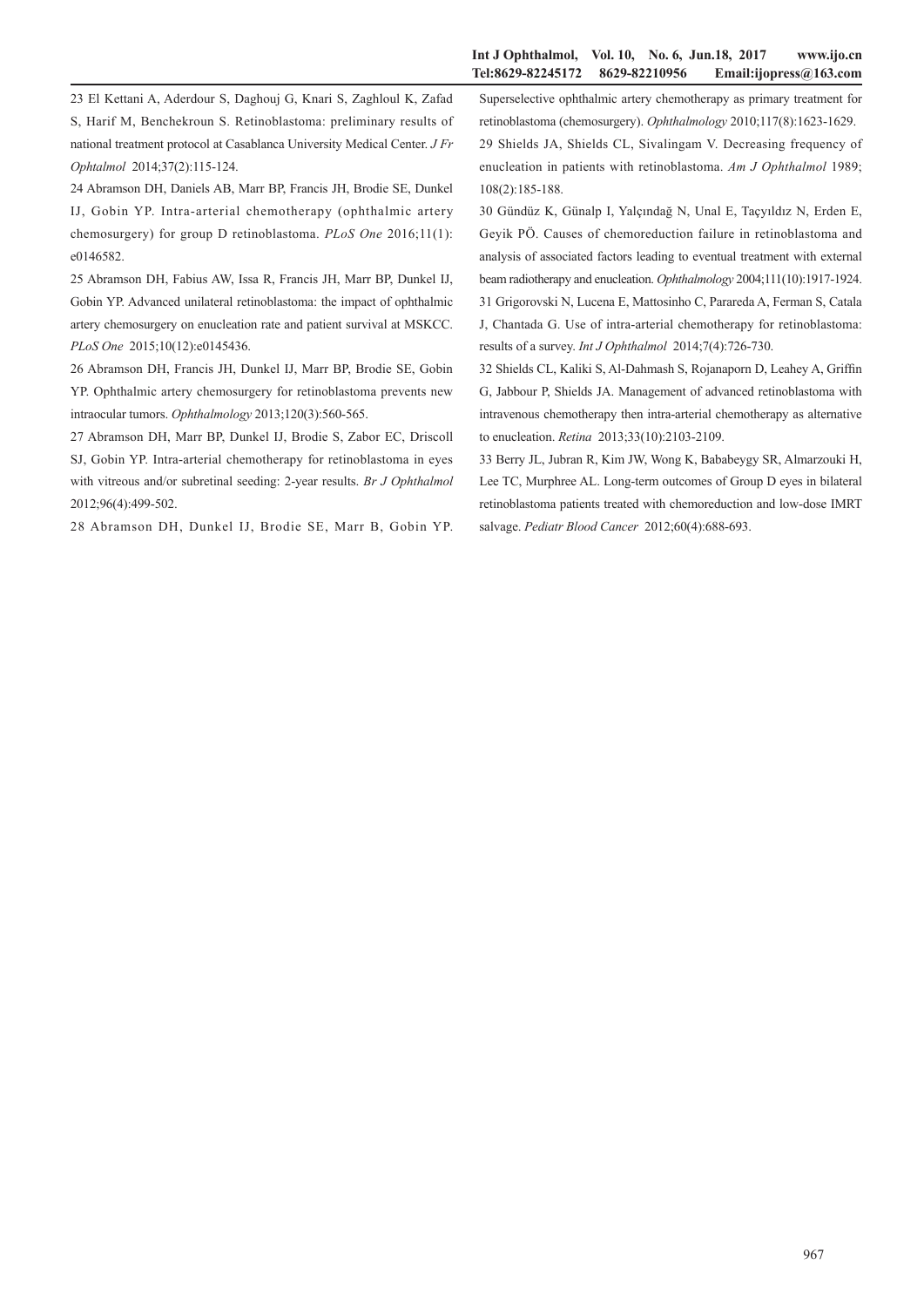23 El Kettani A, Aderdour S, Daghouj G, Knari S, Zaghloul K, Zafad S, Harif M, Benchekroun S. Retinoblastoma: preliminary results of national treatment protocol at Casablanca University Medical Center. *J Fr Ophtalmol* 2014;37(2):115-124.

24 Abramson DH, Daniels AB, Marr BP, Francis JH, Brodie SE, Dunkel IJ, Gobin YP. Intra-arterial chemotherapy (ophthalmic artery chemosurgery) for group D retinoblastoma. *PLoS One* 2016;11(1): e0146582.

25 Abramson DH, Fabius AW, Issa R, Francis JH, Marr BP, Dunkel IJ, Gobin YP. Advanced unilateral retinoblastoma: the impact of ophthalmic artery chemosurgery on enucleation rate and patient survival at MSKCC. *PLoS One* 2015;10(12):e0145436.

26 Abramson DH, Francis JH, Dunkel IJ, Marr BP, Brodie SE, Gobin YP. Ophthalmic artery chemosurgery for retinoblastoma prevents new intraocular tumors. *Ophthalmology* 2013;120(3):560-565.

27 Abramson DH, Marr BP, Dunkel IJ, Brodie S, Zabor EC, Driscoll SJ, Gobin YP. Intra-arterial chemotherapy for retinoblastoma in eyes with vitreous and/or subretinal seeding: 2-year results. *Br J Ophthalmol* 2012;96(4):499-502.

28 Abramson DH, Dunkel IJ, Brodie SE, Marr B, Gobin YP. Superselective ophthalmic artery chemotherapy as primary treatment for retinoblastoma (chemosurgery). *Ophthalmology* 2010;117(8):1623-1629.

29 Shields JA, Shields CL, Sivalingam V. Decreasing frequency of enucleation in patients with retinoblastoma. *Am J Ophthalmol* 1989; 108(2):185-188.

30 Gündüz K, Günalp I, Yalçındağ N, Unal E, Taçyıldız N, Erden E, Geyik PÖ. Causes of chemoreduction failure in retinoblastoma and analysis of associated factors leading to eventual treatment with external beam radiotherapy and enucleation. *Ophthalmology* 2004;111(10):1917-1924.

31 Grigorovski N, Lucena E, Mattosinho C, Parareda A, Ferman S, Catala J, Chantada G. Use of intra-arterial chemotherapy for retinoblastoma: results of a survey. *Int J Ophthalmol* 2014;7(4):726-730.

32 Shields CL, Kaliki S, Al-Dahmash S, Rojanaporn D, Leahey A, Griffin G, Jabbour P, Shields JA. Management of advanced retinoblastoma with intravenous chemotherapy then intra-arterial chemotherapy as alternative to enucleation. *Retina* 2013;33(10):2103-2109.

33 Berry JL, Jubran R, Kim JW, Wong K, Bababeygy SR, Almarzouki H, Lee TC, Murphree AL. Long-term outcomes of Group D eyes in bilateral retinoblastoma patients treated with chemoreduction and low-dose IMRT salvage. *Pediatr Blood Cancer* 2012;60(4):688-693.